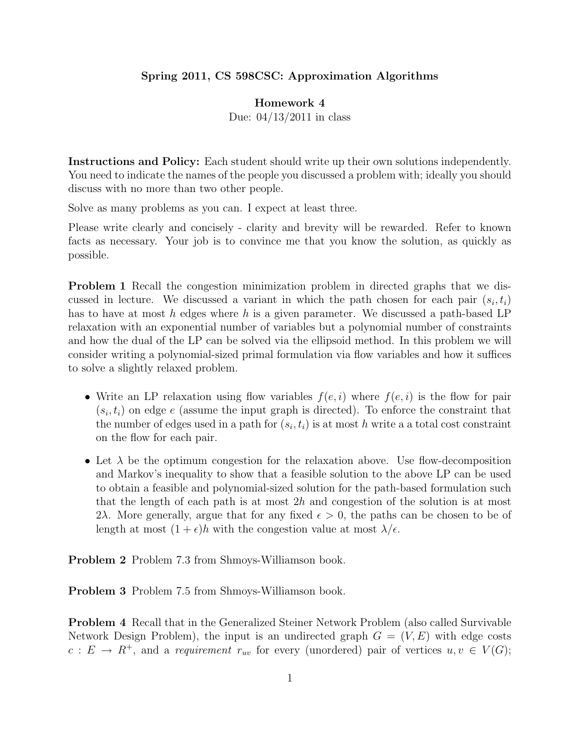**Spring 2011, CS 598CSC: Approximation Algorithms**

**Homework 4**

Due: 04/13/2011 in class

**Instructions and Policy:** Each student should write up their own solutions independently. You need to indicate the names of the people you discussed a problem with; ideally you should discuss with no more than two other people.

Solve as many problems as you can. I expect at least three.

Please write clearly and concisely - clarity and brevity will be rewarded. Refer to known facts as necessary. Your job is to convince me that you know the solution, as quickly as possible.

**Problem 1** Recall the congestion minimization problem in directed graphs that we discussed in lecture. We discussed a variant in which the path chosen for each pair $(s_i, t_i)$ has to have at most $h$ edges where $h$ is a given parameter. We discussed a path-based LP relaxation with an exponential number of variables but a polynomial number of constraints and how the dual of the LP can be solved via the ellipsoid method. In this problem we will consider writing a polynomial-sized primal formulation via flow variables and how it suffices to solve a slightly relaxed problem.

- Write an LP relaxation using flow variables $f(e, i)$ where $f(e, i)$ is the flow for pair $(s_i, t_i)$ on edge $e$ (assume the input graph is directed). To enforce the constraint that the number of edges used in a path for $(s_i, t_i)$ is at most $h$ write a a total cost constraint on the flow for each pair.
- Let $\lambda$ be the optimum congestion for the relaxation above. Use flow-decomposition and Markov's inequality to show that a feasible solution to the above LP can be used to obtain a feasible and polynomial-sized solution for the path-based formulation such that the length of each path is at most $2h$ and congestion of the solution is at most $2\lambda$. More generally, argue that for any fixed $\epsilon > 0$, the paths can be chosen to be of length at most $(1 + \epsilon)h$ with the congestion value at most $\lambda/\epsilon$.

**Problem 2** Problem 7.3 from Shmoys-Williamson book.

**Problem 3** Problem 7.5 from Shmoys-Williamson book.

**Problem 4** Recall that in the Generalized Steiner Network Problem (also called Survivable Network Design Problem), the input is an undirected graph $G = (V, E)$ with edge costs $c : E \to R^+$, and a *requirement* $r_{uv}$ for every (unordered) pair of vertices $u, v \in V(G)$;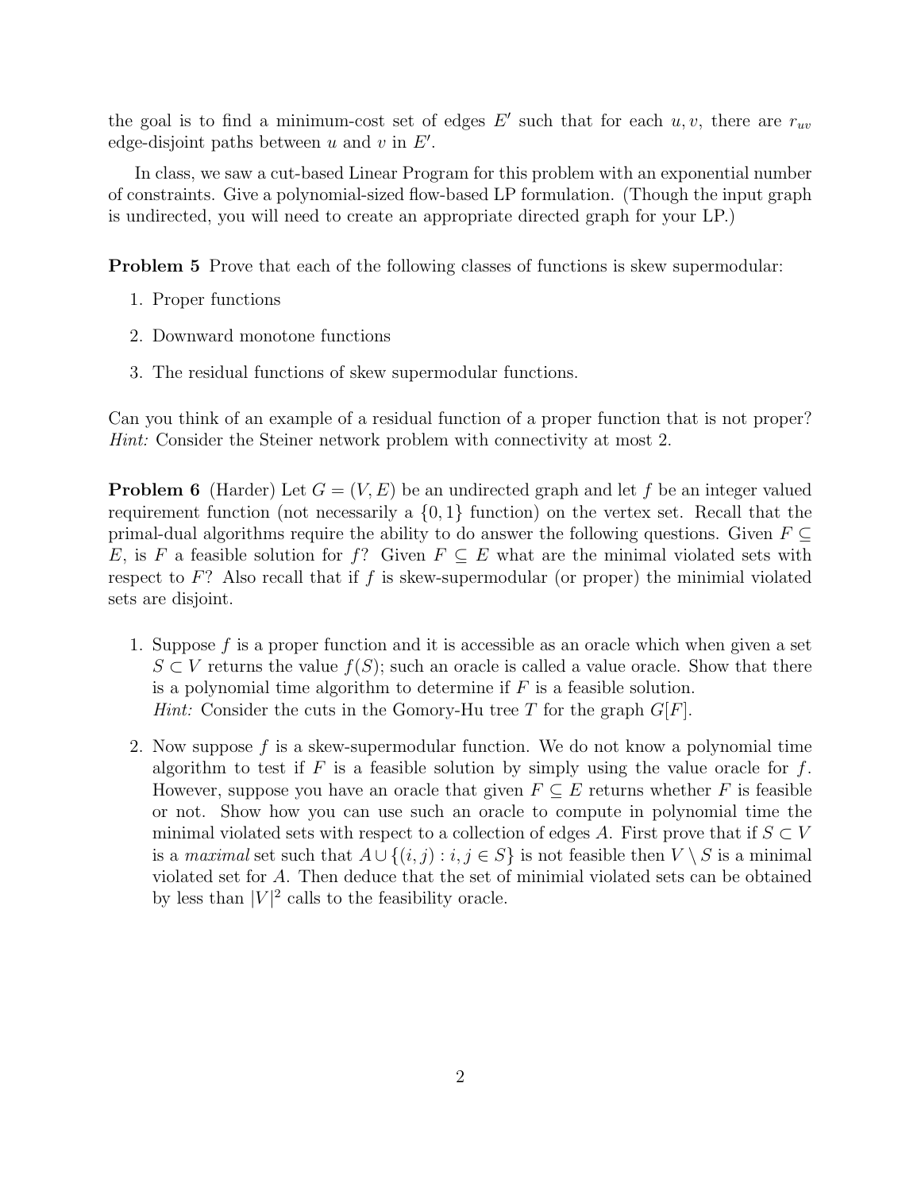the goal is to find a minimum-cost set of edges $E'$ such that for each $u, v$, there are $r_{uv}$ edge-disjoint paths between $u$ and $v$ in $E'$.

In class, we saw a cut-based Linear Program for this problem with an exponential number of constraints. Give a polynomial-sized flow-based LP formulation. (Though the input graph is undirected, you will need to create an appropriate directed graph for your LP.)

**Problem 5** Prove that each of the following classes of functions is skew supermodular:

1. Proper functions
2. Downward monotone functions
3. The residual functions of skew supermodular functions.

Can you think of an example of a residual function of a proper function that is not proper? *Hint:* Consider the Steiner network problem with connectivity at most 2.

**Problem 6** (Harder) Let $G = (V, E)$ be an undirected graph and let $f$ be an integer valued requirement function (not necessarily a $\{0, 1\}$ function) on the vertex set. Recall that the primal-dual algorithms require the ability to do answer the following questions. Given $F \subseteq E$, is $F$ a feasible solution for $f$? Given $F \subseteq E$ what are the minimal violated sets with respect to $F$? Also recall that if $f$ is skew-supermodular (or proper) the minimial violated sets are disjoint.

1. Suppose $f$ is a proper function and it is accessible as an oracle which when given a set $S \subset V$ returns the value $f(S)$; such an oracle is called a value oracle. Show that there is a polynomial time algorithm to determine if $F$ is a feasible solution.
   *Hint:* Consider the cuts in the Gomory-Hu tree $T$ for the graph $G[F]$.

2. Now suppose $f$ is a skew-supermodular function. We do not know a polynomial time algorithm to test if $F$ is a feasible solution by simply using the value oracle for $f$. However, suppose you have an oracle that given $F \subseteq E$ returns whether $F$ is feasible or not. Show how you can use such an oracle to compute in polynomial time the minimal violated sets with respect to a collection of edges $A$. First prove that if $S \subset V$ is a *maximal* set such that $A \cup \{(i, j) : i, j \in S\}$ is not feasible then $V \setminus S$ is a minimal violated set for $A$. Then deduce that the set of minimial violated sets can be obtained by less than $|V|^2$ calls to the feasibility oracle.